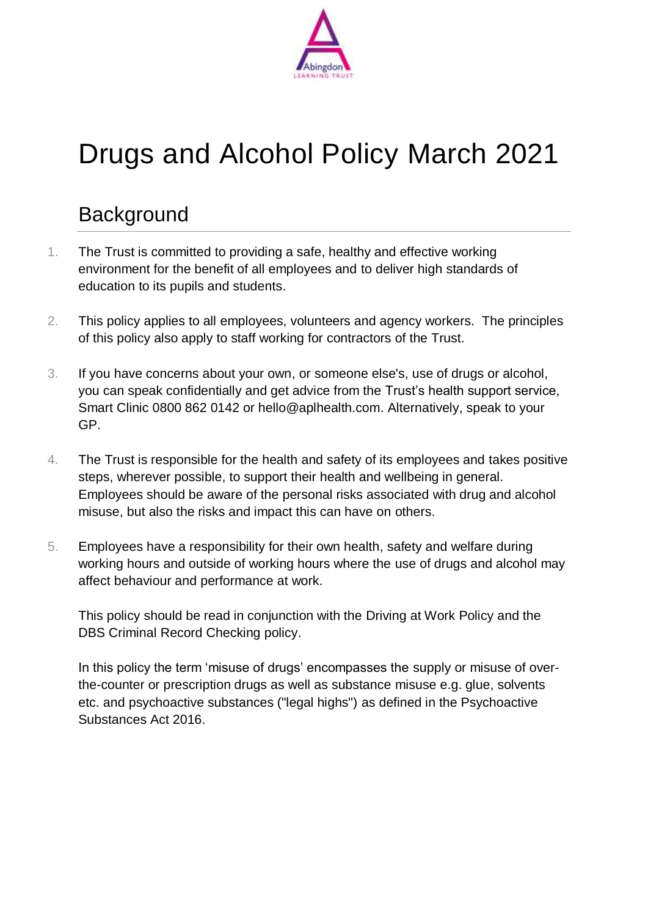# Drugs and Alcohol Policy March 2021

## Background

1. The Trust is committed to providing a safe, healthy and effective working environment for the benefit of all employees and to deliver high standards of education to its pupils and students.

2. This policy applies to all employees, volunteers and agency workers. The principles of this policy also apply to staff working for contractors of the Trust.

3. If you have concerns about your own, or someone else's, use of drugs or alcohol, you can speak confidentially and get advice from the Trust's health support service, Smart Clinic 0800 862 0142 or hello@aplhealth.com. Alternatively, speak to your GP.

4. The Trust is responsible for the health and safety of its employees and takes positive steps, wherever possible, to support their health and wellbeing in general. Employees should be aware of the personal risks associated with drug and alcohol misuse, but also the risks and impact this can have on others.

5. Employees have a responsibility for their own health, safety and welfare during working hours and outside of working hours where the use of drugs and alcohol may affect behaviour and performance at work.

   This policy should be read in conjunction with the Driving at Work Policy and the DBS Criminal Record Checking policy.

   In this policy the term 'misuse of drugs' encompasses the supply or misuse of over-the-counter or prescription drugs as well as substance misuse e.g. glue, solvents etc. and psychoactive substances ("legal highs") as defined in the Psychoactive Substances Act 2016.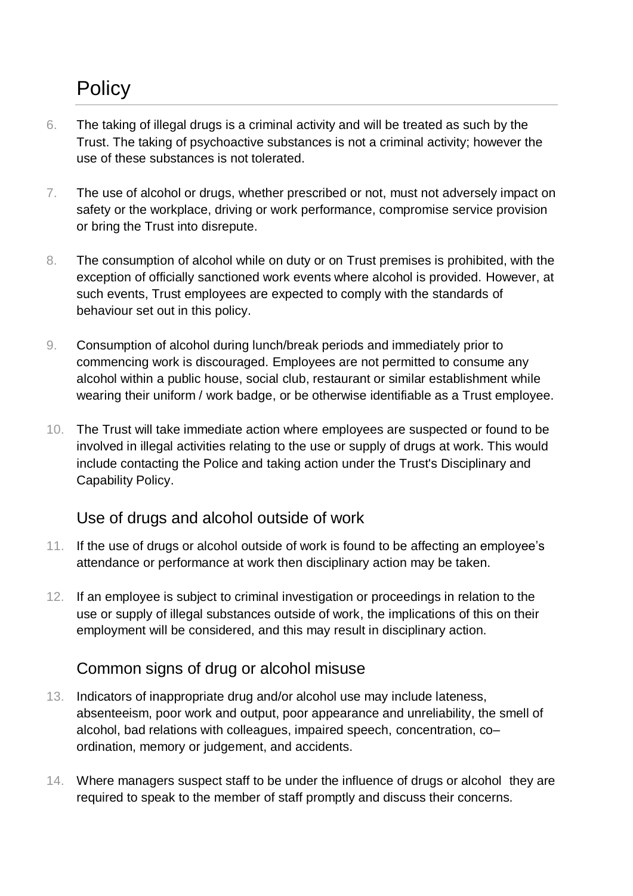## Policy

6. The taking of illegal drugs is a criminal activity and will be treated as such by the Trust. The taking of psychoactive substances is not a criminal activity; however the use of these substances is not tolerated.

7. The use of alcohol or drugs, whether prescribed or not, must not adversely impact on safety or the workplace, driving or work performance, compromise service provision or bring the Trust into disrepute.

8. The consumption of alcohol while on duty or on Trust premises is prohibited, with the exception of officially sanctioned work events where alcohol is provided. However, at such events, Trust employees are expected to comply with the standards of behaviour set out in this policy.

9. Consumption of alcohol during lunch/break periods and immediately prior to commencing work is discouraged. Employees are not permitted to consume any alcohol within a public house, social club, restaurant or similar establishment while wearing their uniform / work badge, or be otherwise identifiable as a Trust employee.

10. The Trust will take immediate action where employees are suspected or found to be involved in illegal activities relating to the use or supply of drugs at work. This would include contacting the Police and taking action under the Trust's Disciplinary and Capability Policy.

### Use of drugs and alcohol outside of work

11. If the use of drugs or alcohol outside of work is found to be affecting an employee's attendance or performance at work then disciplinary action may be taken.

12. If an employee is subject to criminal investigation or proceedings in relation to the use or supply of illegal substances outside of work, the implications of this on their employment will be considered, and this may result in disciplinary action.

### Common signs of drug or alcohol misuse

13. Indicators of inappropriate drug and/or alcohol use may include lateness, absenteeism, poor work and output, poor appearance and unreliability, the smell of alcohol, bad relations with colleagues, impaired speech, concentration, co–ordination, memory or judgement, and accidents.

14. Where managers suspect staff to be under the influence of drugs or alcohol they are required to speak to the member of staff promptly and discuss their concerns.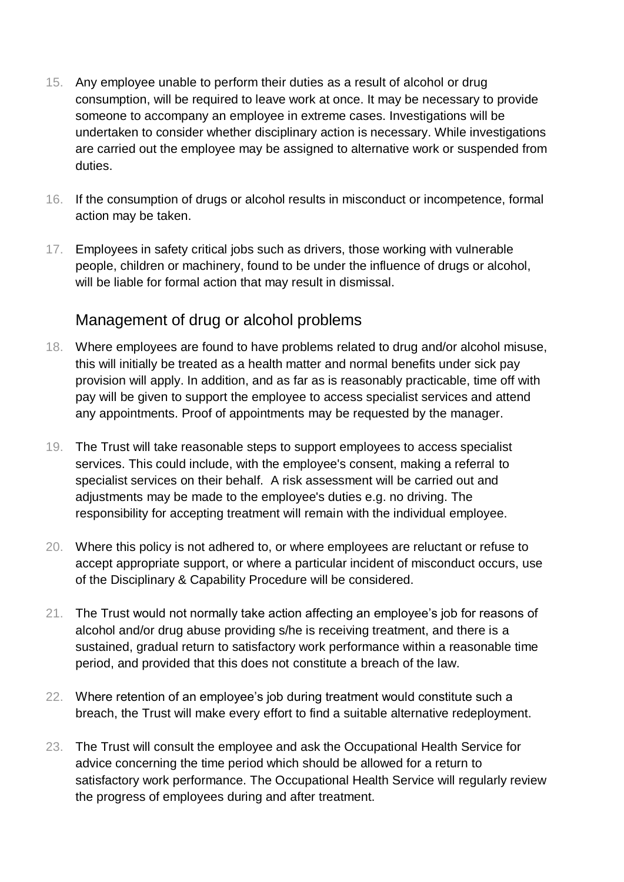15. Any employee unable to perform their duties as a result of alcohol or drug consumption, will be required to leave work at once. It may be necessary to provide someone to accompany an employee in extreme cases. Investigations will be undertaken to consider whether disciplinary action is necessary. While investigations are carried out the employee may be assigned to alternative work or suspended from duties.

16. If the consumption of drugs or alcohol results in misconduct or incompetence, formal action may be taken.

17. Employees in safety critical jobs such as drivers, those working with vulnerable people, children or machinery, found to be under the influence of drugs or alcohol, will be liable for formal action that may result in dismissal.

## Management of drug or alcohol problems

18. Where employees are found to have problems related to drug and/or alcohol misuse, this will initially be treated as a health matter and normal benefits under sick pay provision will apply. In addition, and as far as is reasonably practicable, time off with pay will be given to support the employee to access specialist services and attend any appointments. Proof of appointments may be requested by the manager.

19. The Trust will take reasonable steps to support employees to access specialist services. This could include, with the employee's consent, making a referral to specialist services on their behalf. A risk assessment will be carried out and adjustments may be made to the employee's duties e.g. no driving. The responsibility for accepting treatment will remain with the individual employee.

20. Where this policy is not adhered to, or where employees are reluctant or refuse to accept appropriate support, or where a particular incident of misconduct occurs, use of the Disciplinary & Capability Procedure will be considered.

21. The Trust would not normally take action affecting an employee's job for reasons of alcohol and/or drug abuse providing s/he is receiving treatment, and there is a sustained, gradual return to satisfactory work performance within a reasonable time period, and provided that this does not constitute a breach of the law.

22. Where retention of an employee's job during treatment would constitute such a breach, the Trust will make every effort to find a suitable alternative redeployment.

23. The Trust will consult the employee and ask the Occupational Health Service for advice concerning the time period which should be allowed for a return to satisfactory work performance. The Occupational Health Service will regularly review the progress of employees during and after treatment.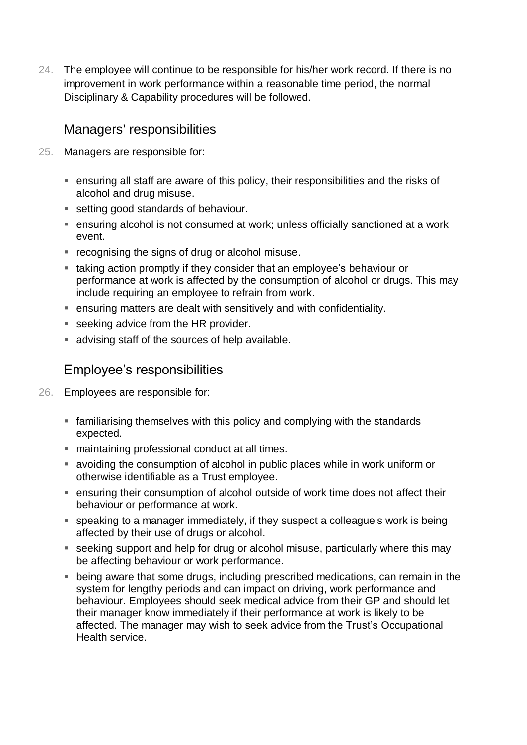24. The employee will continue to be responsible for his/her work record. If there is no improvement in work performance within a reasonable time period, the normal Disciplinary & Capability procedures will be followed.

## Managers' responsibilities

25. Managers are responsible for:

- ensuring all staff are aware of this policy, their responsibilities and the risks of alcohol and drug misuse.
- setting good standards of behaviour.
- ensuring alcohol is not consumed at work; unless officially sanctioned at a work event.
- recognising the signs of drug or alcohol misuse.
- taking action promptly if they consider that an employee's behaviour or performance at work is affected by the consumption of alcohol or drugs. This may include requiring an employee to refrain from work.
- ensuring matters are dealt with sensitively and with confidentiality.
- seeking advice from the HR provider.
- advising staff of the sources of help available.

## Employee's responsibilities

26. Employees are responsible for:

- familiarising themselves with this policy and complying with the standards expected.
- maintaining professional conduct at all times.
- avoiding the consumption of alcohol in public places while in work uniform or otherwise identifiable as a Trust employee.
- ensuring their consumption of alcohol outside of work time does not affect their behaviour or performance at work.
- speaking to a manager immediately, if they suspect a colleague's work is being affected by their use of drugs or alcohol.
- seeking support and help for drug or alcohol misuse, particularly where this may be affecting behaviour or work performance.
- being aware that some drugs, including prescribed medications, can remain in the system for lengthy periods and can impact on driving, work performance and behaviour. Employees should seek medical advice from their GP and should let their manager know immediately if their performance at work is likely to be affected. The manager may wish to seek advice from the Trust's Occupational Health service.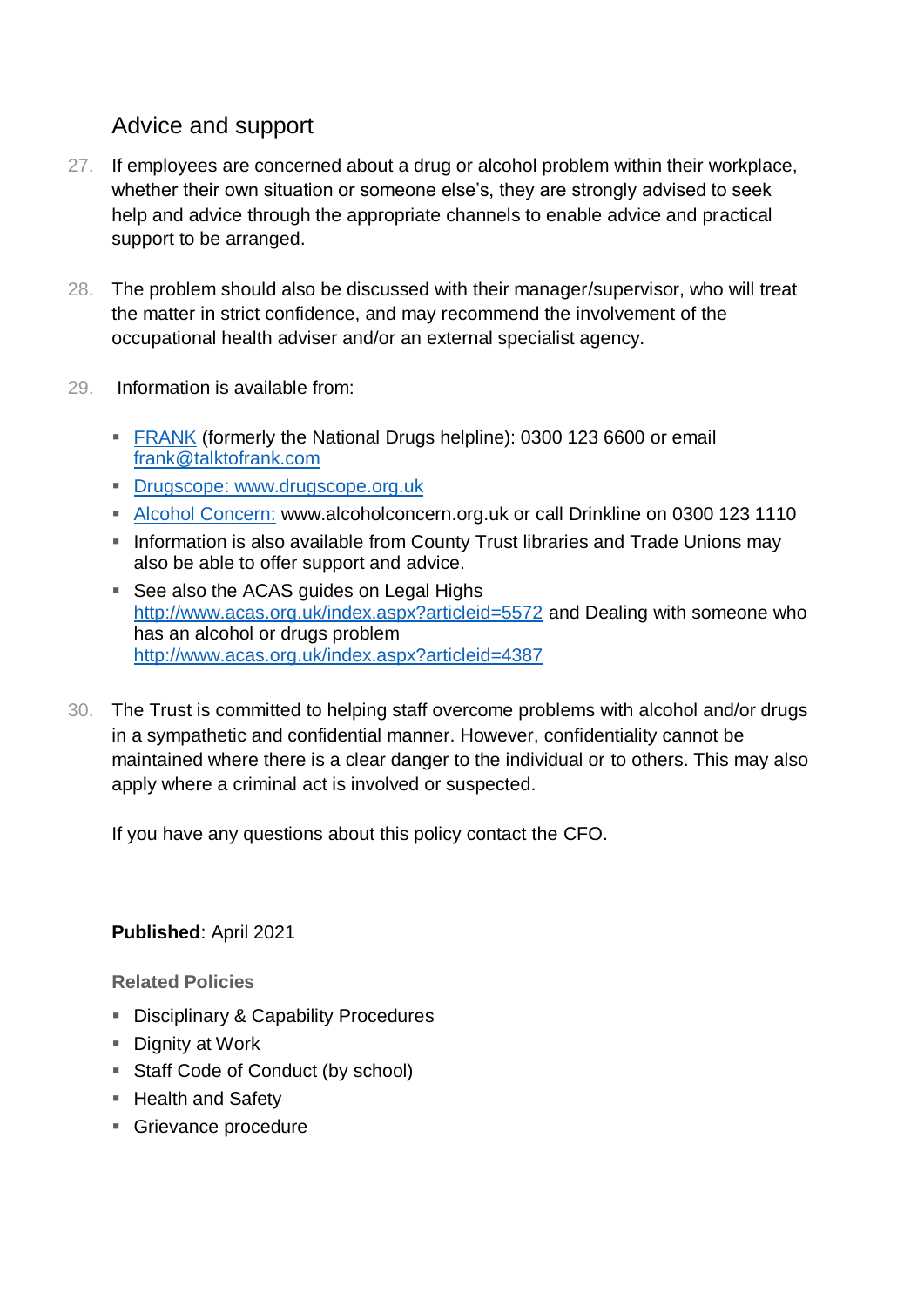## Advice and support

27. If employees are concerned about a drug or alcohol problem within their workplace, whether their own situation or someone else's, they are strongly advised to seek help and advice through the appropriate channels to enable advice and practical support to be arranged.

28. The problem should also be discussed with their manager/supervisor, who will treat the matter in strict confidence, and may recommend the involvement of the occupational health adviser and/or an external specialist agency.

29. Information is available from:

   - FRANK (formerly the National Drugs helpline): 0300 123 6600 or email frank@talktofrank.com
   - Drugscope: www.drugscope.org.uk
   - Alcohol Concern: www.alcoholconcern.org.uk or call Drinkline on 0300 123 1110
   - Information is also available from County Trust libraries and Trade Unions may also be able to offer support and advice.
   - See also the ACAS guides on Legal Highs http://www.acas.org.uk/index.aspx?articleid=5572 and Dealing with someone who has an alcohol or drugs problem http://www.acas.org.uk/index.aspx?articleid=4387

30. The Trust is committed to helping staff overcome problems with alcohol and/or drugs in a sympathetic and confidential manner. However, confidentiality cannot be maintained where there is a clear danger to the individual or to others. This may also apply where a criminal act is involved or suspected.

If you have any questions about this policy contact the CFO.

**Published**: April 2021

**Related Policies**

- Disciplinary & Capability Procedures
- Dignity at Work
- Staff Code of Conduct (by school)
- Health and Safety
- Grievance procedure